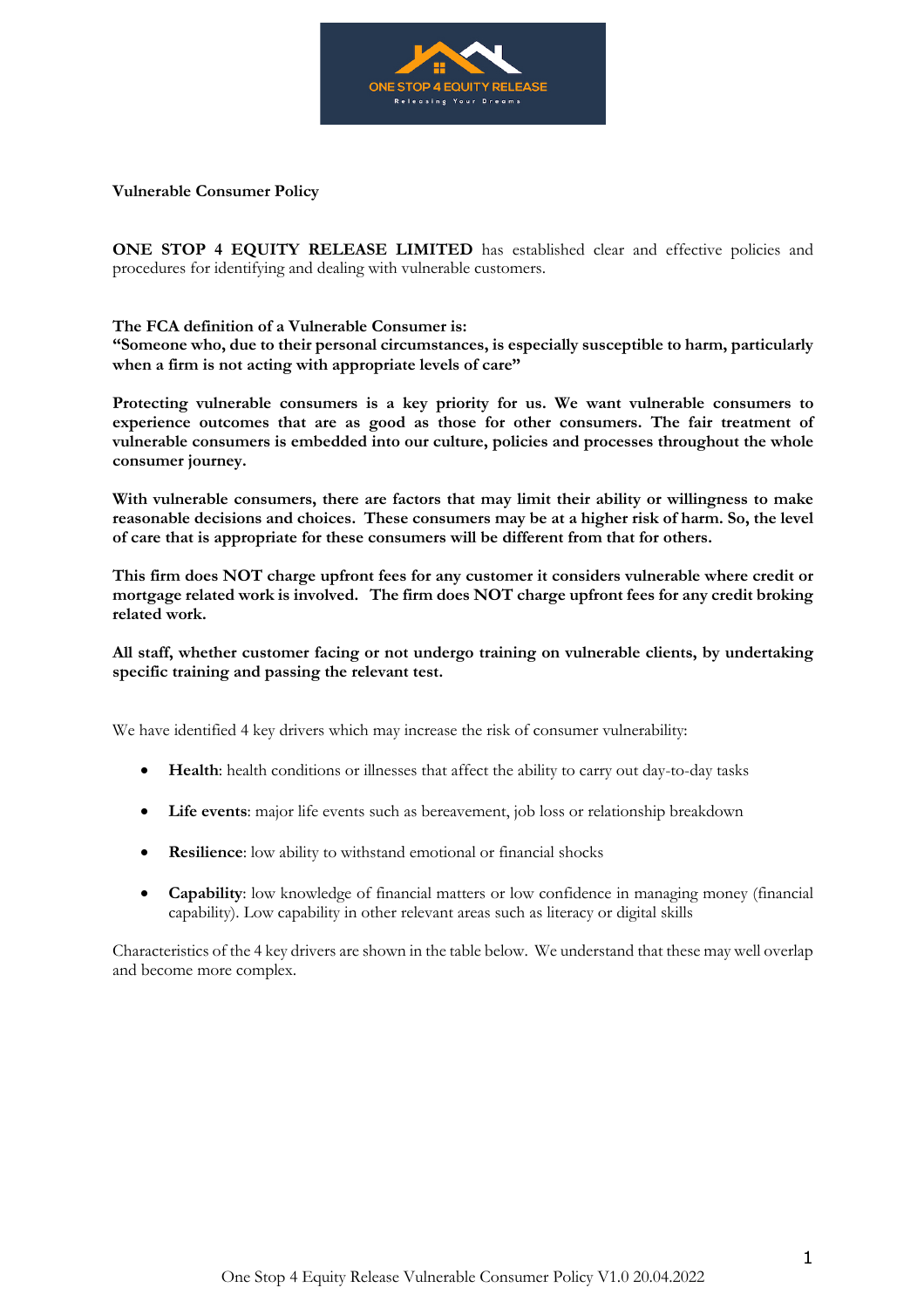**Vulnerable Consumer Policy**

**ONE STOP 4 EQUITY RELEASE LIMITED** has established clear and effective policies and procedures for identifying and dealing with vulnerable customers.

**The FCA definition of a Vulnerable Consumer is:**
**"Someone who, due to their personal circumstances, is especially susceptible to harm, particularly when a firm is not acting with appropriate levels of care"**

**Protecting vulnerable consumers is a key priority for us. We want vulnerable consumers to experience outcomes that are as good as those for other consumers. The fair treatment of vulnerable consumers is embedded into our culture, policies and processes throughout the whole consumer journey.**

**With vulnerable consumers, there are factors that may limit their ability or willingness to make reasonable decisions and choices. These consumers may be at a higher risk of harm. So, the level of care that is appropriate for these consumers will be different from that for others.**

**This firm does NOT charge upfront fees for any customer it considers vulnerable where credit or mortgage related work is involved. The firm does NOT charge upfront fees for any credit broking related work.**

**All staff, whether customer facing or not undergo training on vulnerable clients, by undertaking specific training and passing the relevant test.**

We have identified 4 key drivers which may increase the risk of consumer vulnerability:

- **Health**: health conditions or illnesses that affect the ability to carry out day-to-day tasks
- **Life events**: major life events such as bereavement, job loss or relationship breakdown
- **Resilience**: low ability to withstand emotional or financial shocks
- **Capability**: low knowledge of financial matters or low confidence in managing money (financial capability). Low capability in other relevant areas such as literacy or digital skills

Characteristics of the 4 key drivers are shown in the table below. We understand that these may well overlap and become more complex.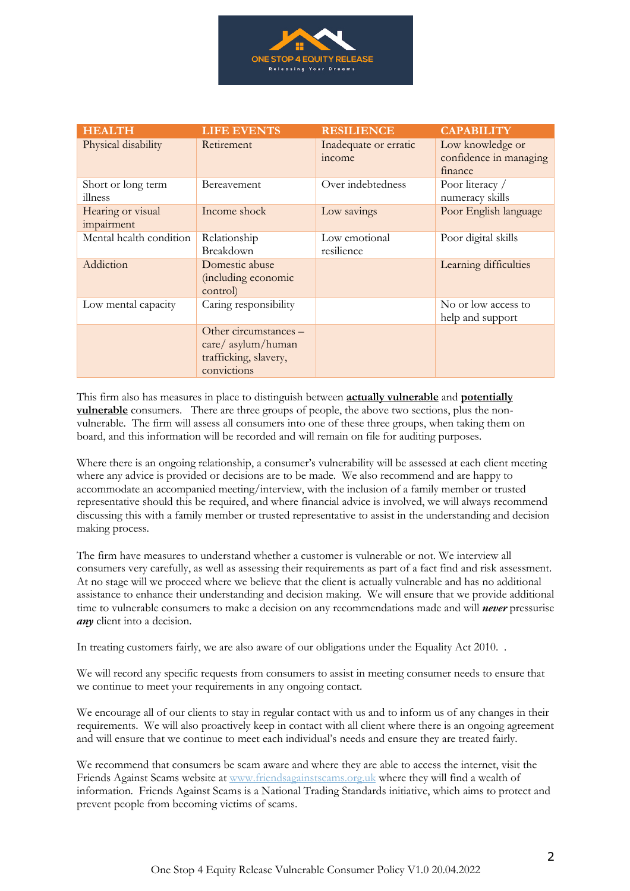| HEALTH | LIFE EVENTS | RESILIENCE | CAPABILITY |
|---|---|---|---|
| Physical disability | Retirement | Inadequate or erratic income | Low knowledge or confidence in managing finance |
| Short or long term illness | Bereavement | Over indebtedness | Poor literacy / numeracy skills |
| Hearing or visual impairment | Income shock | Low savings | Poor English language |
| Mental health condition | Relationship Breakdown | Low emotional resilience | Poor digital skills |
| Addiction | Domestic abuse (including economic control) | | Learning difficulties |
| Low mental capacity | Caring responsibility | | No or low access to help and support |
| | Other circumstances – care/ asylum/human trafficking, slavery, convictions | | |

This firm also has measures in place to distinguish between **actually vulnerable** and **potentially vulnerable** consumers. There are three groups of people, the above two sections, plus the non-vulnerable. The firm will assess all consumers into one of these three groups, when taking them on board, and this information will be recorded and will remain on file for auditing purposes.

Where there is an ongoing relationship, a consumer's vulnerability will be assessed at each client meeting where any advice is provided or decisions are to be made. We also recommend and are happy to accommodate an accompanied meeting/interview, with the inclusion of a family member or trusted representative should this be required, and where financial advice is involved, we will always recommend discussing this with a family member or trusted representative to assist in the understanding and decision making process.

The firm have measures to understand whether a customer is vulnerable or not. We interview all consumers very carefully, as well as assessing their requirements as part of a fact find and risk assessment. At no stage will we proceed where we believe that the client is actually vulnerable and has no additional assistance to enhance their understanding and decision making. We will ensure that we provide additional time to vulnerable consumers to make a decision on any recommendations made and will ***never*** pressurise ***any*** client into a decision.

In treating customers fairly, we are also aware of our obligations under the Equality Act 2010. .

We will record any specific requests from consumers to assist in meeting consumer needs to ensure that we continue to meet your requirements in any ongoing contact.

We encourage all of our clients to stay in regular contact with us and to inform us of any changes in their requirements. We will also proactively keep in contact with all client where there is an ongoing agreement and will ensure that we continue to meet each individual's needs and ensure they are treated fairly.

We recommend that consumers be scam aware and where they are able to access the internet, visit the Friends Against Scams website at [www.friendsagainstscams.org.uk](http://www.friendsagainstscams.org.uk) where they will find a wealth of information. Friends Against Scams is a National Trading Standards initiative, which aims to protect and prevent people from becoming victims of scams.